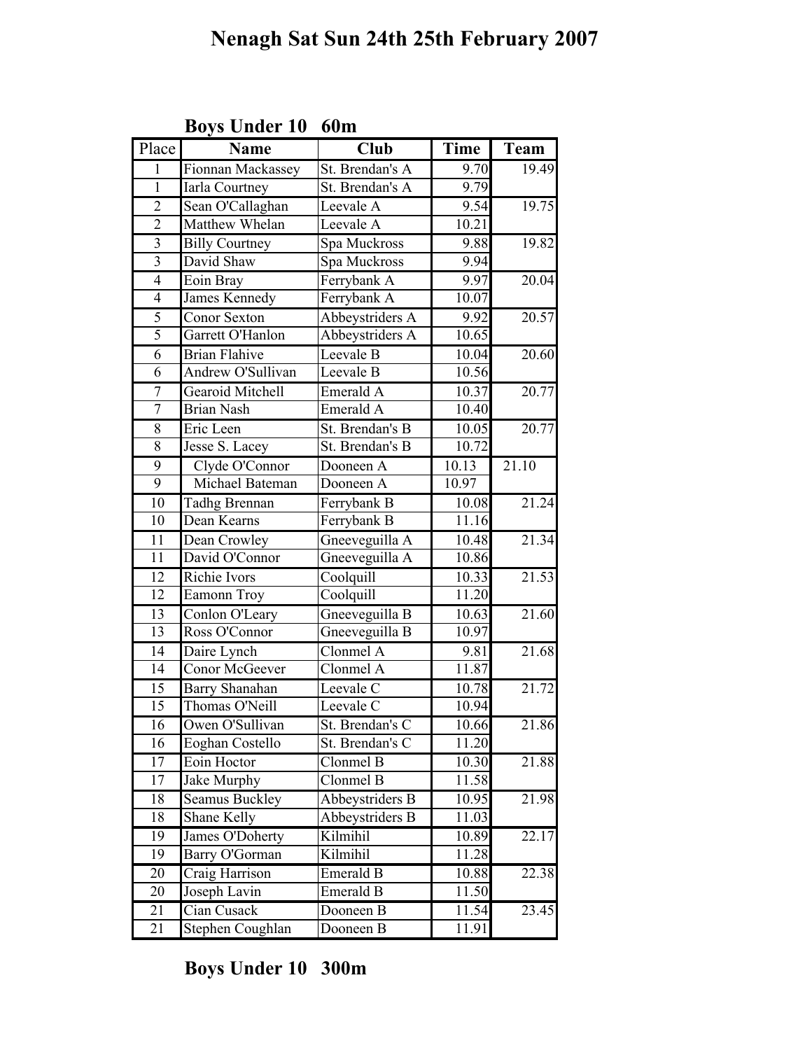# Nenagh Sat Sun 24th 25th February 2007

## Boys Under 10 60m

| Place | Name | Club | Time | Team |
|---|---|---|---|---|
| 1 | Fionnan Mackassey | St. Brendan's A | 9.70 | 19.49 |
| 1 | Iarla Courtney | St. Brendan's A | 9.79 | |
| 2 | Sean O'Callaghan | Leevale A | 9.54 | 19.75 |
| 2 | Matthew Whelan | Leevale A | 10.21 | |
| 3 | Billy Courtney | Spa Muckross | 9.88 | 19.82 |
| 3 | David Shaw | Spa Muckross | 9.94 | |
| 4 | Eoin Bray | Ferrybank A | 9.97 | 20.04 |
| 4 | James Kennedy | Ferrybank A | 10.07 | |
| 5 | Conor Sexton | Abbeystriders A | 9.92 | 20.57 |
| 5 | Garrett O'Hanlon | Abbeystriders A | 10.65 | |
| 6 | Brian Flahive | Leevale B | 10.04 | 20.60 |
| 6 | Andrew O'Sullivan | Leevale B | 10.56 | |
| 7 | Gearoid Mitchell | Emerald A | 10.37 | 20.77 |
| 7 | Brian Nash | Emerald A | 10.40 | |
| 8 | Eric Leen | St. Brendan's B | 10.05 | 20.77 |
| 8 | Jesse S. Lacey | St. Brendan's B | 10.72 | |
| 9 | Clyde O'Connor | Dooneen A | 10.13 | 21.10 |
| 9 | Michael Bateman | Dooneen A | 10.97 | |
| 10 | Tadhg Brennan | Ferrybank B | 10.08 | 21.24 |
| 10 | Dean Kearns | Ferrybank B | 11.16 | |
| 11 | Dean Crowley | Gneeveguilla A | 10.48 | 21.34 |
| 11 | David O'Connor | Gneeveguilla A | 10.86 | |
| 12 | Richie Ivors | Coolquill | 10.33 | 21.53 |
| 12 | Eamonn Troy | Coolquill | 11.20 | |
| 13 | Conlon O'Leary | Gneeveguilla B | 10.63 | 21.60 |
| 13 | Ross O'Connor | Gneeveguilla B | 10.97 | |
| 14 | Daire Lynch | Clonmel A | 9.81 | 21.68 |
| 14 | Conor McGeever | Clonmel A | 11.87 | |
| 15 | Barry Shanahan | Leevale C | 10.78 | 21.72 |
| 15 | Thomas O'Neill | Leevale C | 10.94 | |
| 16 | Owen O'Sullivan | St. Brendan's C | 10.66 | 21.86 |
| 16 | Eoghan Costello | St. Brendan's C | 11.20 | |
| 17 | Eoin Hoctor | Clonmel B | 10.30 | 21.88 |
| 17 | Jake Murphy | Clonmel B | 11.58 | |
| 18 | Seamus Buckley | Abbeystriders B | 10.95 | 21.98 |
| 18 | Shane Kelly | Abbeystriders B | 11.03 | |
| 19 | James O'Doherty | Kilmihil | 10.89 | 22.17 |
| 19 | Barry O'Gorman | Kilmihil | 11.28 | |
| 20 | Craig Harrison | Emerald B | 10.88 | 22.38 |
| 20 | Joseph Lavin | Emerald B | 11.50 | |
| 21 | Cian Cusack | Dooneen B | 11.54 | 23.45 |
| 21 | Stephen Coughlan | Dooneen B | 11.91 | |

## Boys Under 10 300m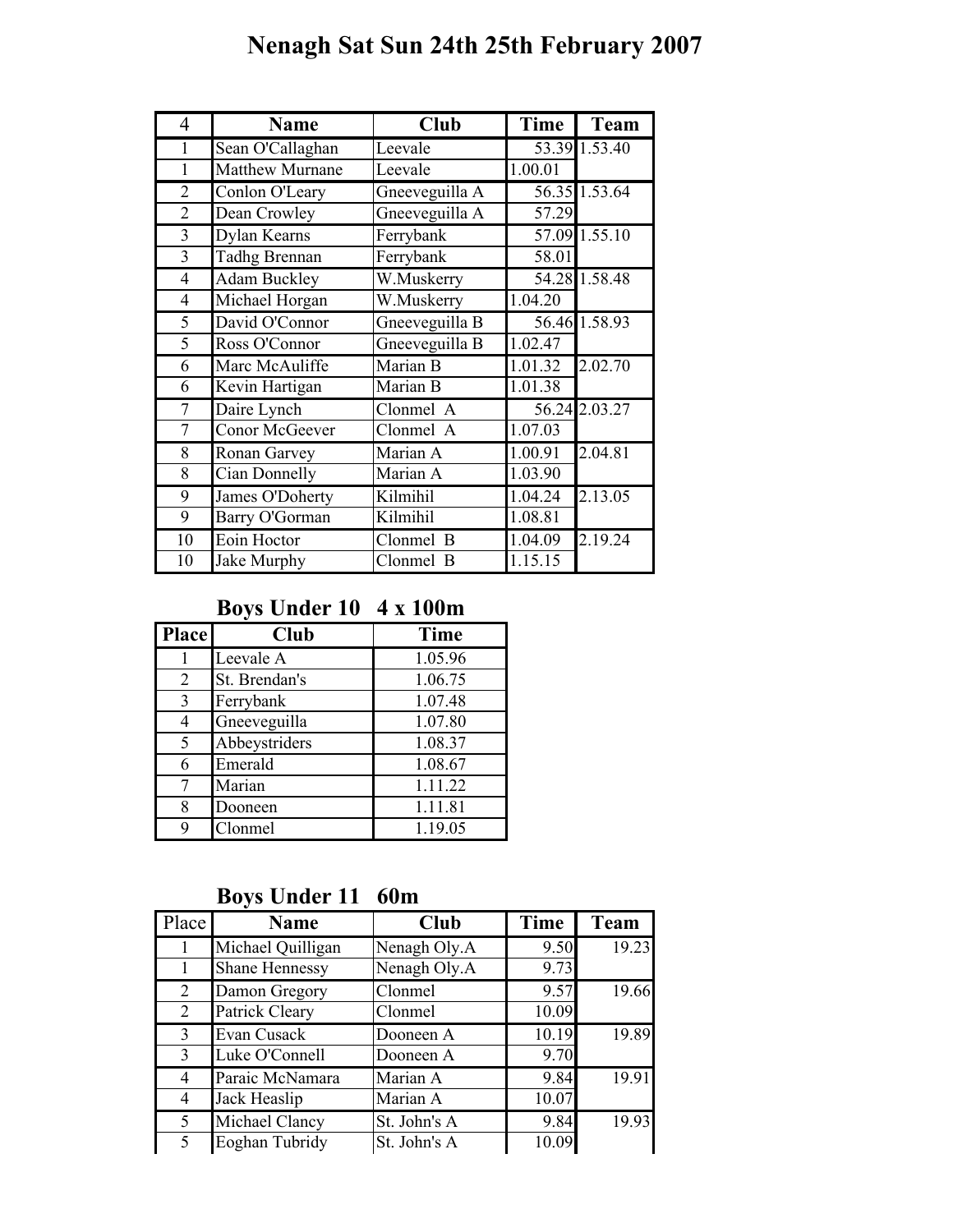# Nenagh Sat Sun 24th 25th February 2007

| 4 | Name | Club | Time | Team |
|---|---|---|---|---|
| 1 | Sean O'Callaghan | Leevale | 53.39 | 1.53.40 |
| 1 | Matthew Murnane | Leevale | 1.00.01 | |
| 2 | Conlon O'Leary | Gneeveguilla A | 56.35 | 1.53.64 |
| 2 | Dean Crowley | Gneeveguilla A | 57.29 | |
| 3 | Dylan Kearns | Ferrybank | 57.09 | 1.55.10 |
| 3 | Tadhg Brennan | Ferrybank | 58.01 | |
| 4 | Adam Buckley | W.Muskerry | 54.28 | 1.58.48 |
| 4 | Michael Horgan | W.Muskerry | 1.04.20 | |
| 5 | David O'Connor | Gneeveguilla B | 56.46 | 1.58.93 |
| 5 | Ross O'Connor | Gneeveguilla B | 1.02.47 | |
| 6 | Marc McAuliffe | Marian B | 1.01.32 | 2.02.70 |
| 6 | Kevin Hartigan | Marian B | 1.01.38 | |
| 7 | Daire Lynch | Clonmel A | 56.24 | 2.03.27 |
| 7 | Conor McGeever | Clonmel A | 1.07.03 | |
| 8 | Ronan Garvey | Marian A | 1.00.91 | 2.04.81 |
| 8 | Cian Donnelly | Marian A | 1.03.90 | |
| 9 | James O'Doherty | Kilmihil | 1.04.24 | 2.13.05 |
| 9 | Barry O'Gorman | Kilmihil | 1.08.81 | |
| 10 | Eoin Hoctor | Clonmel B | 1.04.09 | 2.19.24 |
| 10 | Jake Murphy | Clonmel B | 1.15.15 | |

## Boys Under 10 4 x 100m

| Place | Club | Time |
|---|---|---|
| 1 | Leevale A | 1.05.96 |
| 2 | St. Brendan's | 1.06.75 |
| 3 | Ferrybank | 1.07.48 |
| 4 | Gneeveguilla | 1.07.80 |
| 5 | Abbeystriders | 1.08.37 |
| 6 | Emerald | 1.08.67 |
| 7 | Marian | 1.11.22 |
| 8 | Dooneen | 1.11.81 |
| 9 | Clonmel | 1.19.05 |

## Boys Under 11 60m

| Place | Name | Club | Time | Team |
|---|---|---|---|---|
| 1 | Michael Quilligan | Nenagh Oly.A | 9.50 | 19.23 |
| 1 | Shane Hennessy | Nenagh Oly.A | 9.73 | |
| 2 | Damon Gregory | Clonmel | 9.57 | 19.66 |
| 2 | Patrick Cleary | Clonmel | 10.09 | |
| 3 | Evan Cusack | Dooneen A | 10.19 | 19.89 |
| 3 | Luke O'Connell | Dooneen A | 9.70 | |
| 4 | Paraic McNamara | Marian A | 9.84 | 19.91 |
| 4 | Jack Heaslip | Marian A | 10.07 | |
| 5 | Michael Clancy | St. John's A | 9.84 | 19.93 |
| 5 | Eoghan Tubridy | St. John's A | 10.09 | |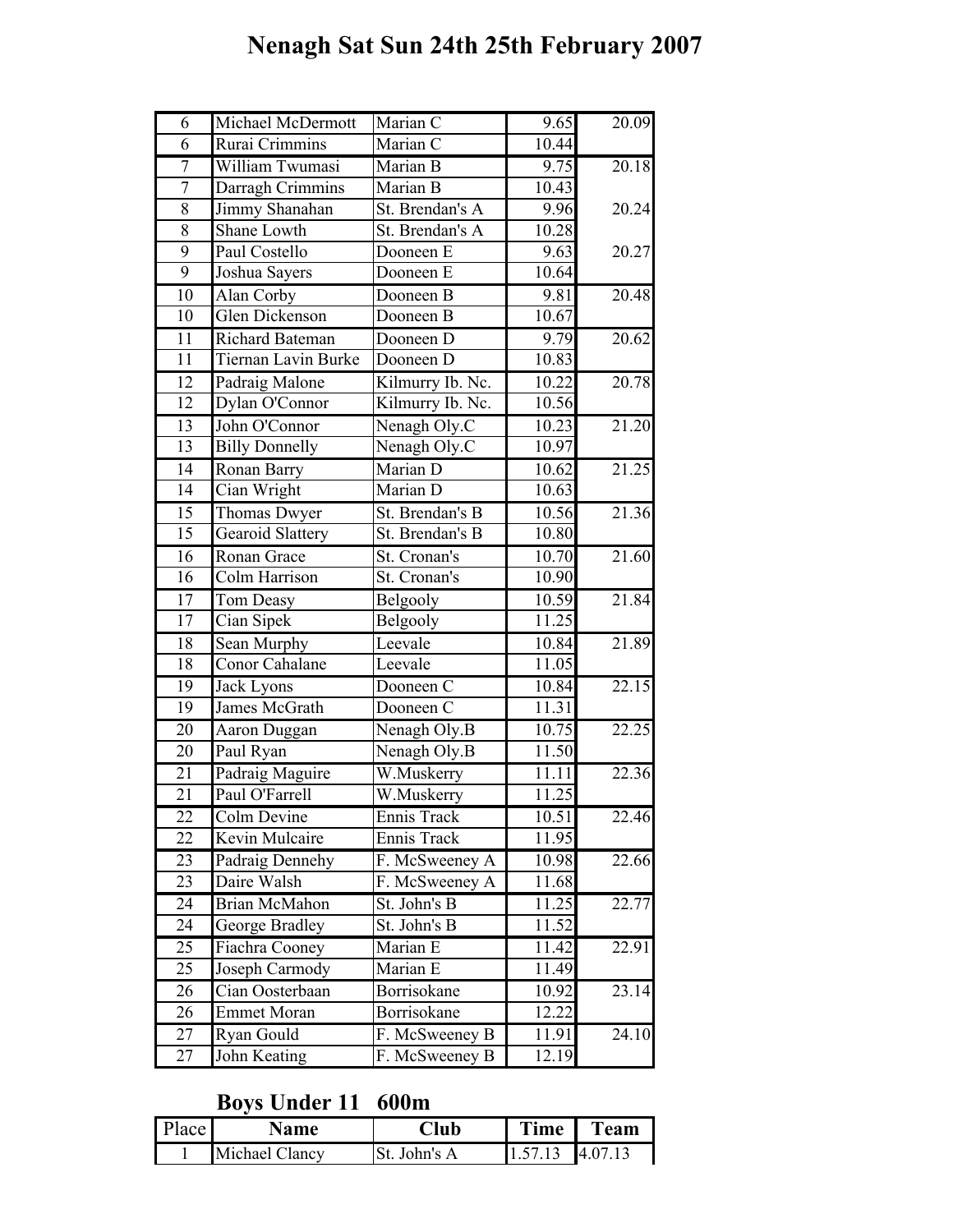# Nenagh Sat Sun 24th 25th February 2007

| | | | | |
|---|---|---|---|---|
| 6 | Michael McDermott | Marian C | 9.65 | 20.09 |
| 6 | Rurai Crimmins | Marian C | 10.44 | |
| 7 | William Twumasi | Marian B | 9.75 | 20.18 |
| 7 | Darragh Crimmins | Marian B | 10.43 | |
| 8 | Jimmy Shanahan | St. Brendan's A | 9.96 | 20.24 |
| 8 | Shane Lowth | St. Brendan's A | 10.28 | |
| 9 | Paul Costello | Dooneen E | 9.63 | 20.27 |
| 9 | Joshua Sayers | Dooneen E | 10.64 | |
| 10 | Alan Corby | Dooneen B | 9.81 | 20.48 |
| 10 | Glen Dickenson | Dooneen B | 10.67 | |
| 11 | Richard Bateman | Dooneen D | 9.79 | 20.62 |
| 11 | Tiernan Lavin Burke | Dooneen D | 10.83 | |
| 12 | Padraig Malone | Kilmurry Ib. Nc. | 10.22 | 20.78 |
| 12 | Dylan O'Connor | Kilmurry Ib. Nc. | 10.56 | |
| 13 | John O'Connor | Nenagh Oly.C | 10.23 | 21.20 |
| 13 | Billy Donnelly | Nenagh Oly.C | 10.97 | |
| 14 | Ronan Barry | Marian D | 10.62 | 21.25 |
| 14 | Cian Wright | Marian D | 10.63 | |
| 15 | Thomas Dwyer | St. Brendan's B | 10.56 | 21.36 |
| 15 | Gearoid Slattery | St. Brendan's B | 10.80 | |
| 16 | Ronan Grace | St. Cronan's | 10.70 | 21.60 |
| 16 | Colm Harrison | St. Cronan's | 10.90 | |
| 17 | Tom Deasy | Belgooly | 10.59 | 21.84 |
| 17 | Cian Sipek | Belgooly | 11.25 | |
| 18 | Sean Murphy | Leevale | 10.84 | 21.89 |
| 18 | Conor Cahalane | Leevale | 11.05 | |
| 19 | Jack Lyons | Dooneen C | 10.84 | 22.15 |
| 19 | James McGrath | Dooneen C | 11.31 | |
| 20 | Aaron Duggan | Nenagh Oly.B | 10.75 | 22.25 |
| 20 | Paul Ryan | Nenagh Oly.B | 11.50 | |
| 21 | Padraig Maguire | W.Muskerry | 11.11 | 22.36 |
| 21 | Paul O'Farrell | W.Muskerry | 11.25 | |
| 22 | Colm Devine | Ennis Track | 10.51 | 22.46 |
| 22 | Kevin Mulcaire | Ennis Track | 11.95 | |
| 23 | Padraig Dennehy | F. McSweeney A | 10.98 | 22.66 |
| 23 | Daire Walsh | F. McSweeney A | 11.68 | |
| 24 | Brian McMahon | St. John's B | 11.25 | 22.77 |
| 24 | George Bradley | St. John's B | 11.52 | |
| 25 | Fiachra Cooney | Marian E | 11.42 | 22.91 |
| 25 | Joseph Carmody | Marian E | 11.49 | |
| 26 | Cian Oosterbaan | Borrisokane | 10.92 | 23.14 |
| 26 | Emmet Moran | Borrisokane | 12.22 | |
| 27 | Ryan Gould | F. McSweeney B | 11.91 | 24.10 |
| 27 | John Keating | F. McSweeney B | 12.19 | |

## Boys Under 11   600m

| Place | Name | Club | Time | Team |
|---|---|---|---|---|
| 1 | Michael Clancy | St. John's A | 1.57.13 | 4.07.13 |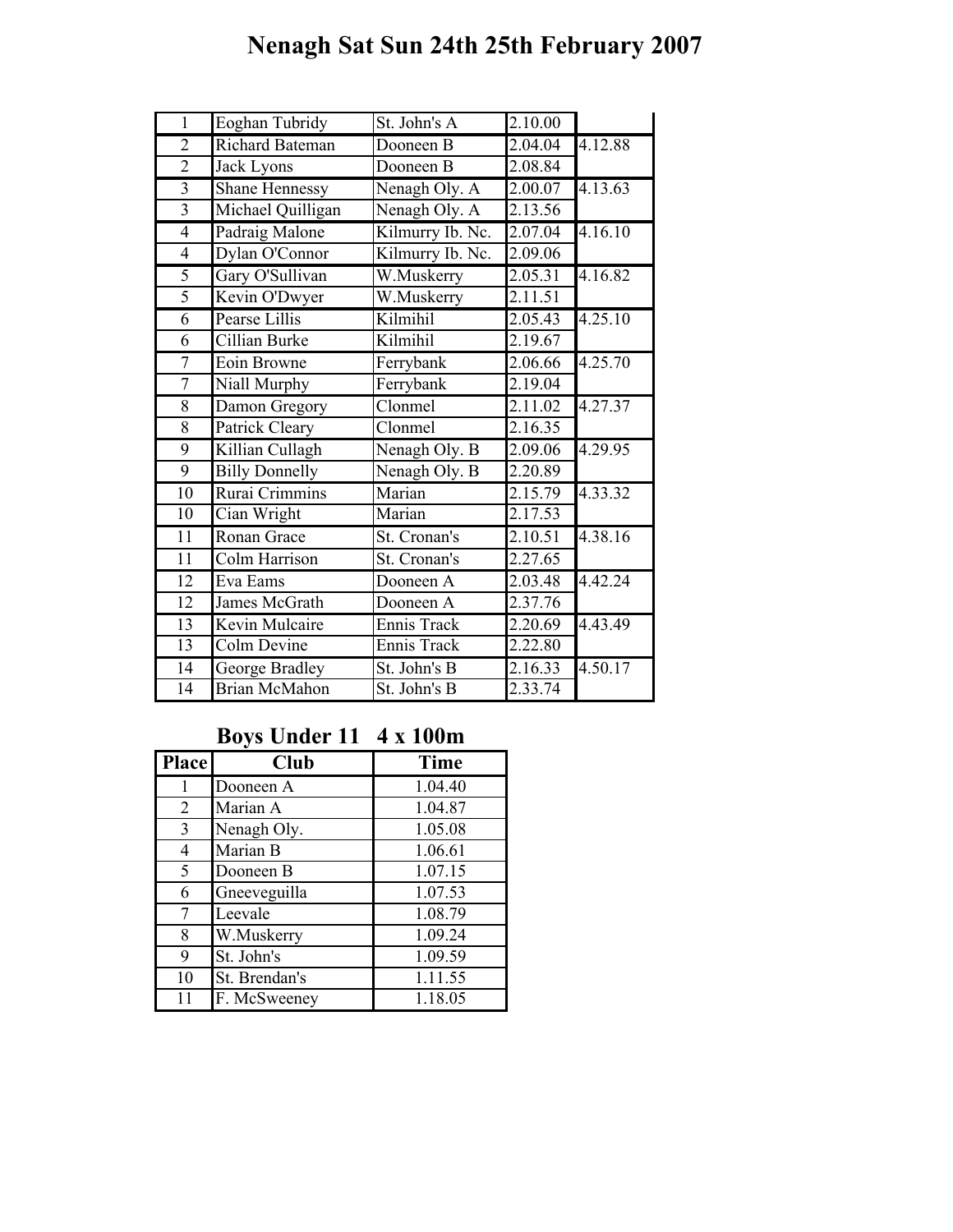# Nenagh Sat Sun 24th 25th February 2007

| | | | | |
|---|---|---|---|---|
| 1 | Eoghan Tubridy | St. John's A | 2.10.00 | |
| 2 | Richard Bateman | Dooneen B | 2.04.04 | 4.12.88 |
| 2 | Jack Lyons | Dooneen B | 2.08.84 | |
| 3 | Shane Hennessy | Nenagh Oly. A | 2.00.07 | 4.13.63 |
| 3 | Michael Quilligan | Nenagh Oly. A | 2.13.56 | |
| 4 | Padraig Malone | Kilmurry Ib. Nc. | 2.07.04 | 4.16.10 |
| 4 | Dylan O'Connor | Kilmurry Ib. Nc. | 2.09.06 | |
| 5 | Gary O'Sullivan | W.Muskerry | 2.05.31 | 4.16.82 |
| 5 | Kevin O'Dwyer | W.Muskerry | 2.11.51 | |
| 6 | Pearse Lillis | Kilmihil | 2.05.43 | 4.25.10 |
| 6 | Cillian Burke | Kilmihil | 2.19.67 | |
| 7 | Eoin Browne | Ferrybank | 2.06.66 | 4.25.70 |
| 7 | Niall Murphy | Ferrybank | 2.19.04 | |
| 8 | Damon Gregory | Clonmel | 2.11.02 | 4.27.37 |
| 8 | Patrick Cleary | Clonmel | 2.16.35 | |
| 9 | Killian Cullagh | Nenagh Oly. B | 2.09.06 | 4.29.95 |
| 9 | Billy Donnelly | Nenagh Oly. B | 2.20.89 | |
| 10 | Rurai Crimmins | Marian | 2.15.79 | 4.33.32 |
| 10 | Cian Wright | Marian | 2.17.53 | |
| 11 | Ronan Grace | St. Cronan's | 2.10.51 | 4.38.16 |
| 11 | Colm Harrison | St. Cronan's | 2.27.65 | |
| 12 | Eva Eams | Dooneen A | 2.03.48 | 4.42.24 |
| 12 | James McGrath | Dooneen A | 2.37.76 | |
| 13 | Kevin Mulcaire | Ennis Track | 2.20.69 | 4.43.49 |
| 13 | Colm Devine | Ennis Track | 2.22.80 | |
| 14 | George Bradley | St. John's B | 2.16.33 | 4.50.17 |
| 14 | Brian McMahon | St. John's B | 2.33.74 | |

## Boys Under 11 4 x 100m

| Place | Club | Time |
|---|---|---|
| 1 | Dooneen A | 1.04.40 |
| 2 | Marian A | 1.04.87 |
| 3 | Nenagh Oly. | 1.05.08 |
| 4 | Marian B | 1.06.61 |
| 5 | Dooneen B | 1.07.15 |
| 6 | Gneeveguilla | 1.07.53 |
| 7 | Leevale | 1.08.79 |
| 8 | W.Muskerry | 1.09.24 |
| 9 | St. John's | 1.09.59 |
| 10 | St. Brendan's | 1.11.55 |
| 11 | F. McSweeney | 1.18.05 |